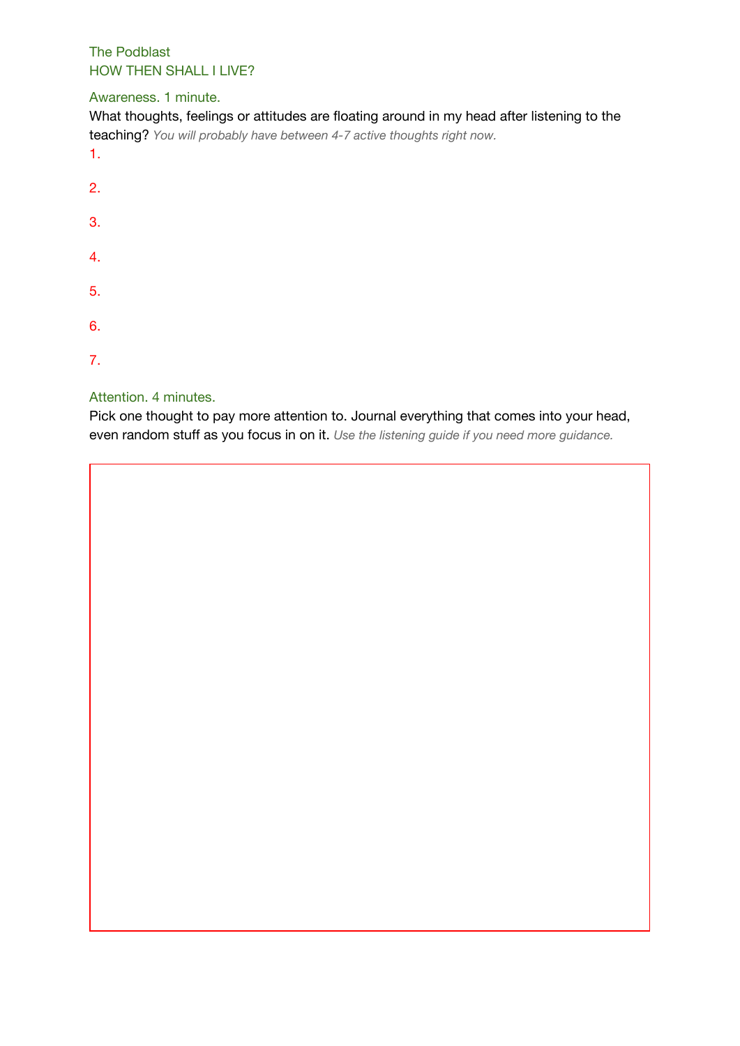# The Podblast
## HOW THEN SHALL I LIVE?

### Awareness. 1 minute.

What thoughts, feelings or attitudes are floating around in my head after listening to the teaching? *You will probably have between 4-7 active thoughts right now.*

1.

2.

3.

4.

5.

6.

7.

### Attention. 4 minutes.

Pick one thought to pay more attention to. Journal everything that comes into your head, even random stuff as you focus in on it. *Use the listening guide if you need more guidance.*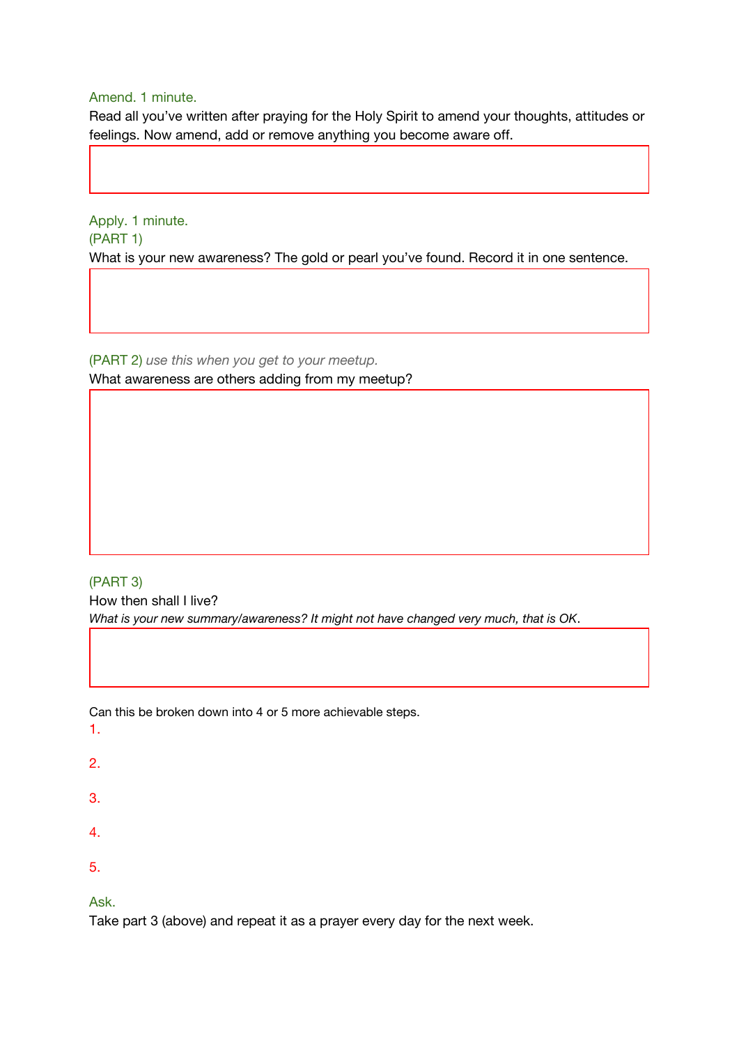### Amend. 1 minute.

Read all you've written after praying for the Holy Spirit to amend your thoughts, attitudes or feelings. Now amend, add or remove anything you become aware off.

### Apply. 1 minute.

(PART 1)

What is your new awareness? The gold or pearl you've found. Record it in one sentence.

(PART 2) *use this when you get to your meetup.*

What awareness are others adding from my meetup?

(PART 3)

How then shall I live?

*What is your new summary/awareness? It might not have changed very much, that is OK*.

Can this be broken down into 4 or 5 more achievable steps.

1.

2.

3.

4.

5.

### Ask.

Take part 3 (above) and repeat it as a prayer every day for the next week.